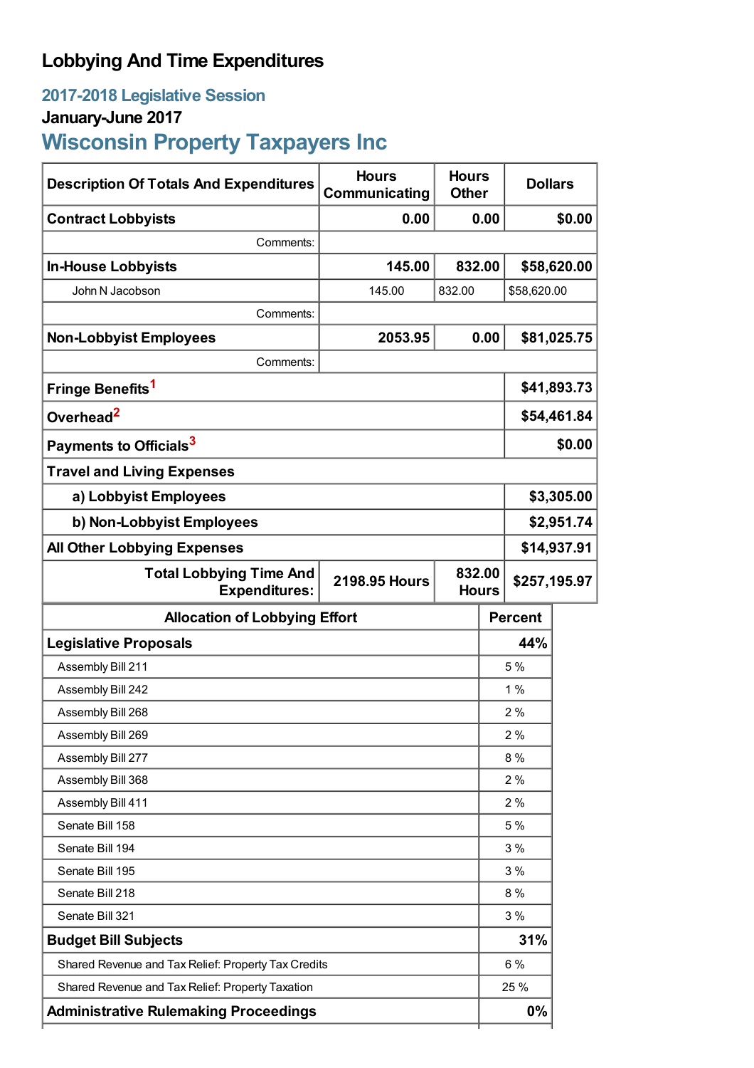# Lobbying And Time Expenditures

## 2017-2018 Legislative Session

### January-June 2017

## Wisconsin Property Taxpayers Inc

| Description Of Totals And Expenditures | Hours Communicating | Hours Other | Dollars |
|---|---|---|---|
| **Contract Lobbyists** | **0.00** | **0.00** | **$0.00** |
| Comments: | | | |
| **In-House Lobbyists** | **145.00** | **832.00** | **$58,620.00** |
| John N Jacobson | 145.00 | 832.00 | $58,620.00 |
| Comments: | | | |
| **Non-Lobbyist Employees** | **2053.95** | **0.00** | **$81,025.75** |
| Comments: | | | |
| **Fringe Benefits**[1] | | | **$41,893.73** |
| **Overhead**[2] | | | **$54,461.84** |
| **Payments to Officials**[3] | | | **$0.00** |
| **Travel and Living Expenses** | | | |
| **a) Lobbyist Employees** | | | **$3,305.00** |
| **b) Non-Lobbyist Employees** | | | **$2,951.74** |
| **All Other Lobbying Expenses** | | | **$14,937.91** |
| **Total Lobbying Time And Expenditures:** | **2198.95 Hours** | **832.00 Hours** | **$257,195.97** |

| Allocation of Lobbying Effort | Percent |
|---|---|
| **Legislative Proposals** | **44%** |
| Assembly Bill 211 | 5 % |
| Assembly Bill 242 | 1 % |
| Assembly Bill 268 | 2 % |
| Assembly Bill 269 | 2 % |
| Assembly Bill 277 | 8 % |
| Assembly Bill 368 | 2 % |
| Assembly Bill 411 | 2 % |
| Senate Bill 158 | 5 % |
| Senate Bill 194 | 3 % |
| Senate Bill 195 | 3 % |
| Senate Bill 218 | 8 % |
| Senate Bill 321 | 3 % |
| **Budget Bill Subjects** | **31%** |
| Shared Revenue and Tax Relief: Property Tax Credits | 6 % |
| Shared Revenue and Tax Relief: Property Taxation | 25 % |
| **Administrative Rulemaking Proceedings** | **0%** |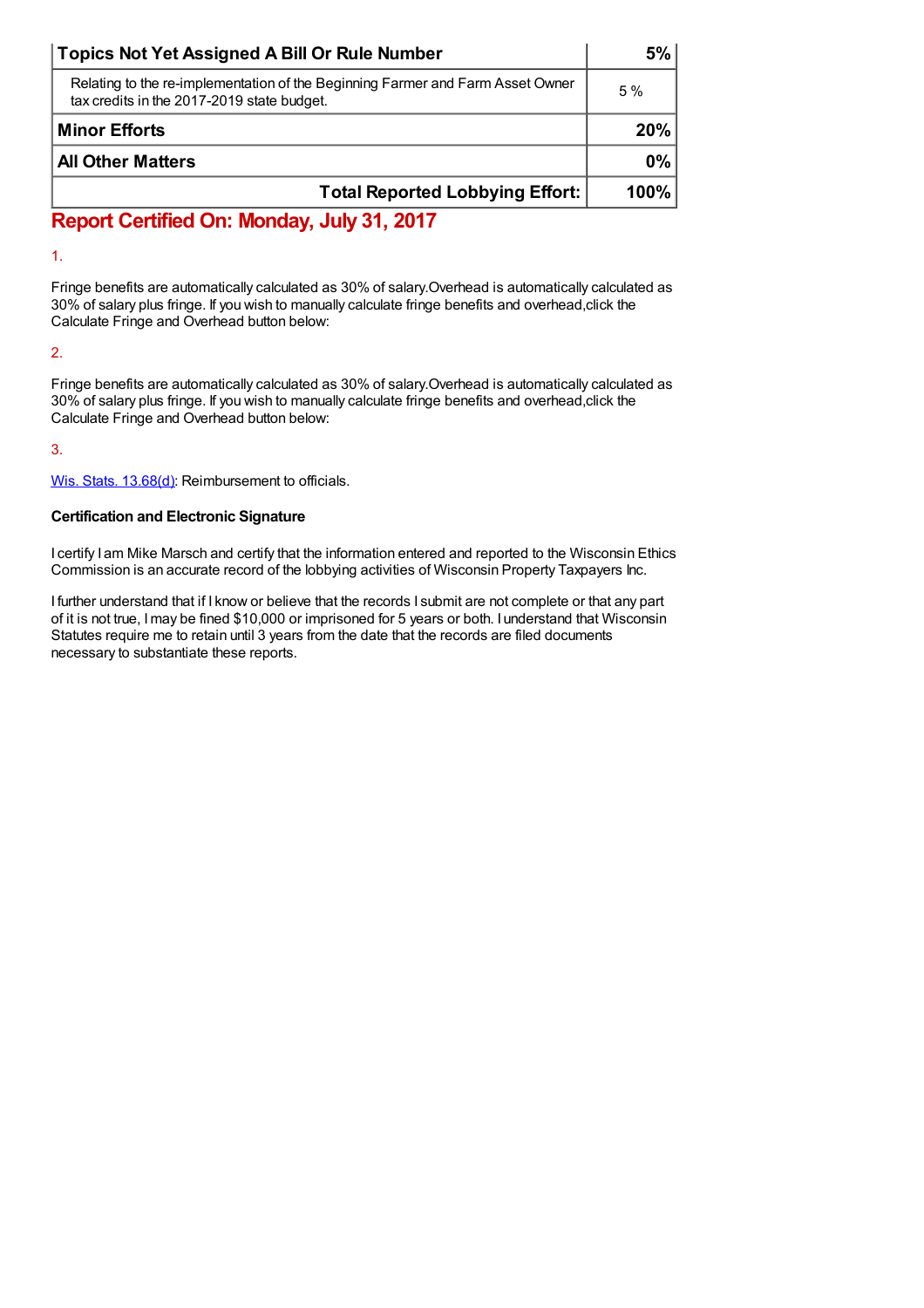| | |
|---|---|
| **Topics Not Yet Assigned A Bill Or Rule Number** | **5%** |
| Relating to the re-implementation of the Beginning Farmer and Farm Asset Owner tax credits in the 2017-2019 state budget. | 5 % |
| **Minor Efforts** | **20%** |
| **All Other Matters** | **0%** |
| **Total Reported Lobbying Effort:** | **100%** |

## Report Certified On: Monday, July 31, 2017

1.

Fringe benefits are automatically calculated as 30% of salary.Overhead is automatically calculated as 30% of salary plus fringe. If you wish to manually calculate fringe benefits and overhead,click the Calculate Fringe and Overhead button below:

2.

Fringe benefits are automatically calculated as 30% of salary.Overhead is automatically calculated as 30% of salary plus fringe. If you wish to manually calculate fringe benefits and overhead,click the Calculate Fringe and Overhead button below:

3.

Wis. Stats. 13.68(d): Reimbursement to officials.

**Certification and Electronic Signature**

I certify I am Mike Marsch and certify that the information entered and reported to the Wisconsin Ethics Commission is an accurate record of the lobbying activities of Wisconsin Property Taxpayers Inc.

I further understand that if I know or believe that the records I submit are not complete or that any part of it is not true, I may be fined $10,000 or imprisoned for 5 years or both. I understand that Wisconsin Statutes require me to retain until 3 years from the date that the records are filed documents necessary to substantiate these reports.